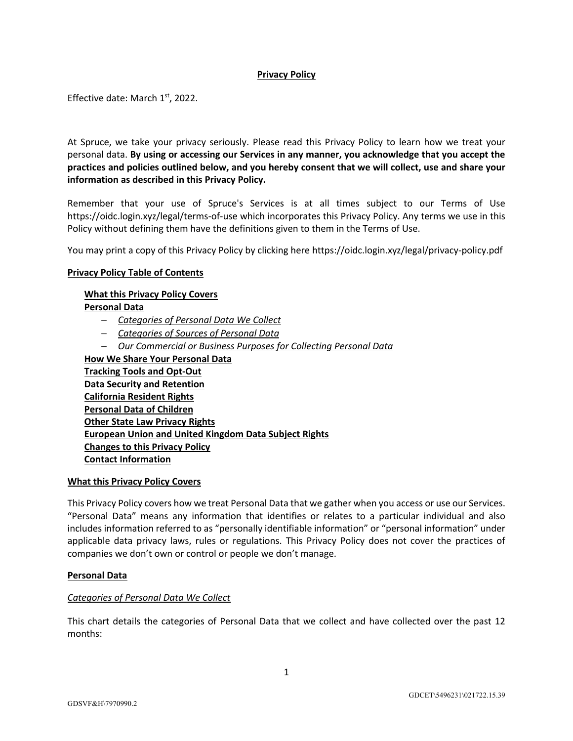# Privacy Policy

Effective date: March 1st, 2022.

At Spruce, we take your privacy seriously. Please read this Privacy Policy to learn how we treat your personal data. **By using or accessing our Services in any manner, you acknowledge that you accept the practices and policies outlined below, and you hereby consent that we will collect, use and share your information as described in this Privacy Policy.**

Remember that your use of Spruce's Services is at all times subject to our Terms of Use https://oidc.login.xyz/legal/terms-of-use which incorporates this Privacy Policy. Any terms we use in this Policy without defining them have the definitions given to them in the Terms of Use.

You may print a copy of this Privacy Policy by clicking here https://oidc.login.xyz/legal/privacy-policy.pdf

## Privacy Policy Table of Contents

- **What this Privacy Policy Covers**
- **Personal Data**
  - *Categories of Personal Data We Collect*
  - *Categories of Sources of Personal Data*
  - *Our Commercial or Business Purposes for Collecting Personal Data*
- **How We Share Your Personal Data**
- **Tracking Tools and Opt-Out**
- **Data Security and Retention**
- **California Resident Rights**
- **Personal Data of Children**
- **Other State Law Privacy Rights**
- **European Union and United Kingdom Data Subject Rights**
- **Changes to this Privacy Policy**
- **Contact Information**

## What this Privacy Policy Covers

This Privacy Policy covers how we treat Personal Data that we gather when you access or use our Services. "Personal Data" means any information that identifies or relates to a particular individual and also includes information referred to as "personally identifiable information" or "personal information" under applicable data privacy laws, rules or regulations. This Privacy Policy does not cover the practices of companies we don't own or control or people we don't manage.

## Personal Data

### *Categories of Personal Data We Collect*

This chart details the categories of Personal Data that we collect and have collected over the past 12 months: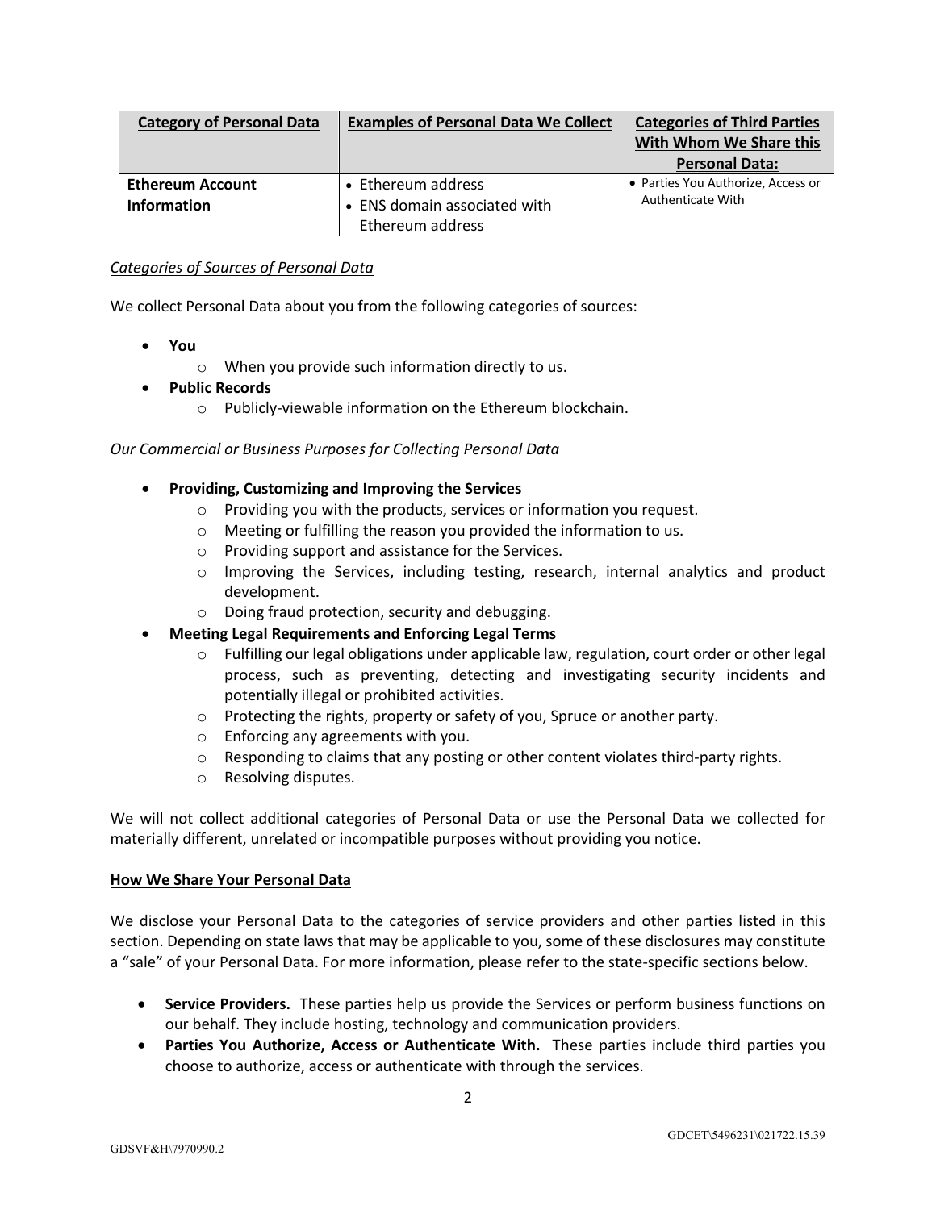| Category of Personal Data | Examples of Personal Data We Collect | Categories of Third Parties With Whom We Share this Personal Data: |
| --- | --- | --- |
| **Ethereum Account Information** | • Ethereum address<br>• ENS domain associated with Ethereum address | • Parties You Authorize, Access or Authenticate With |

*Categories of Sources of Personal Data*

We collect Personal Data about you from the following categories of sources:

- **You**
  - When you provide such information directly to us.
- **Public Records**
  - Publicly-viewable information on the Ethereum blockchain.

*Our Commercial or Business Purposes for Collecting Personal Data*

- **Providing, Customizing and Improving the Services**
  - Providing you with the products, services or information you request.
  - Meeting or fulfilling the reason you provided the information to us.
  - Providing support and assistance for the Services.
  - Improving the Services, including testing, research, internal analytics and product development.
  - Doing fraud protection, security and debugging.
- **Meeting Legal Requirements and Enforcing Legal Terms**
  - Fulfilling our legal obligations under applicable law, regulation, court order or other legal process, such as preventing, detecting and investigating security incidents and potentially illegal or prohibited activities.
  - Protecting the rights, property or safety of you, Spruce or another party.
  - Enforcing any agreements with you.
  - Responding to claims that any posting or other content violates third-party rights.
  - Resolving disputes.

We will not collect additional categories of Personal Data or use the Personal Data we collected for materially different, unrelated or incompatible purposes without providing you notice.

**How We Share Your Personal Data**

We disclose your Personal Data to the categories of service providers and other parties listed in this section. Depending on state laws that may be applicable to you, some of these disclosures may constitute a "sale" of your Personal Data. For more information, please refer to the state-specific sections below.

- **Service Providers.** These parties help us provide the Services or perform business functions on our behalf. They include hosting, technology and communication providers.
- **Parties You Authorize, Access or Authenticate With.** These parties include third parties you choose to authorize, access or authenticate with through the services.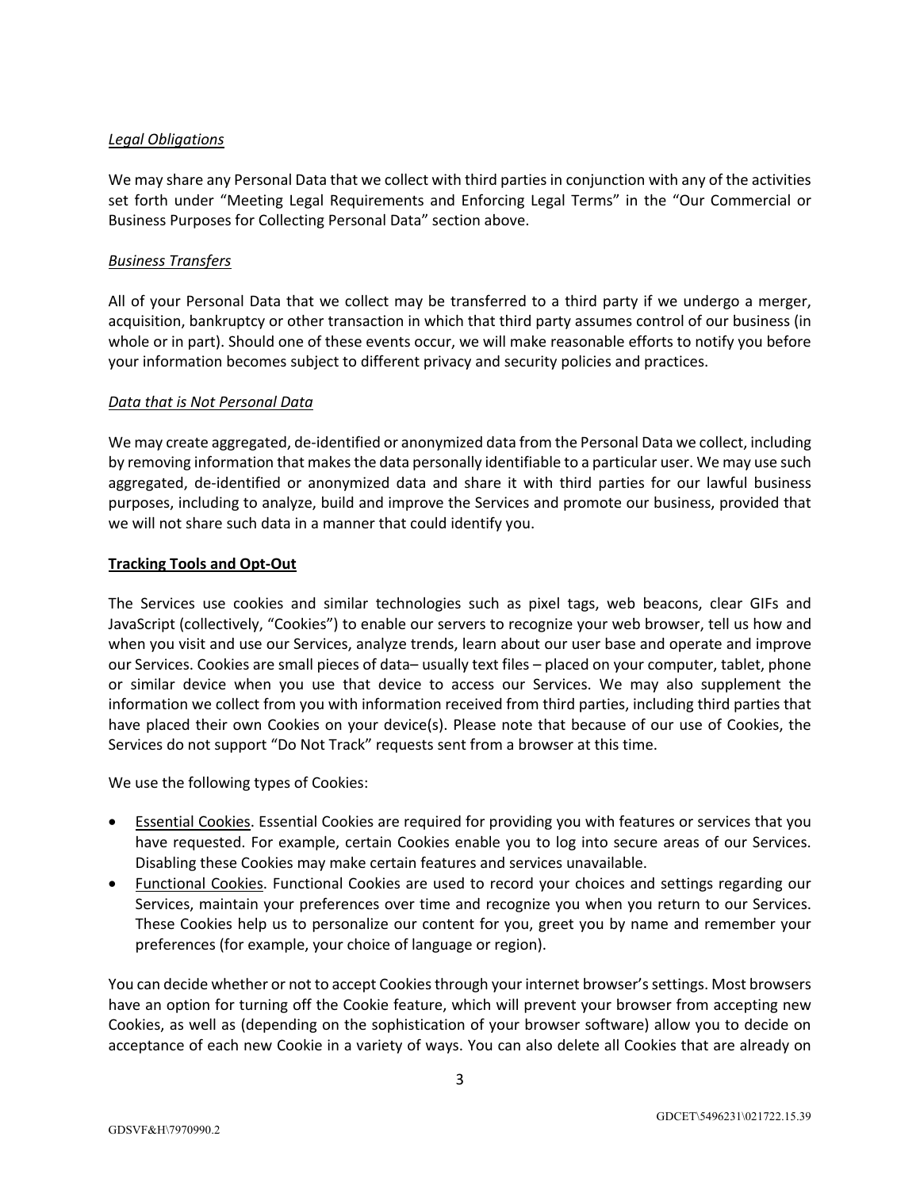*Legal Obligations*

We may share any Personal Data that we collect with third parties in conjunction with any of the activities set forth under "Meeting Legal Requirements and Enforcing Legal Terms" in the "Our Commercial or Business Purposes for Collecting Personal Data" section above.

*Business Transfers*

All of your Personal Data that we collect may be transferred to a third party if we undergo a merger, acquisition, bankruptcy or other transaction in which that third party assumes control of our business (in whole or in part). Should one of these events occur, we will make reasonable efforts to notify you before your information becomes subject to different privacy and security policies and practices.

*Data that is Not Personal Data*

We may create aggregated, de-identified or anonymized data from the Personal Data we collect, including by removing information that makes the data personally identifiable to a particular user. We may use such aggregated, de-identified or anonymized data and share it with third parties for our lawful business purposes, including to analyze, build and improve the Services and promote our business, provided that we will not share such data in a manner that could identify you.

**Tracking Tools and Opt-Out**

The Services use cookies and similar technologies such as pixel tags, web beacons, clear GIFs and JavaScript (collectively, "Cookies") to enable our servers to recognize your web browser, tell us how and when you visit and use our Services, analyze trends, learn about our user base and operate and improve our Services. Cookies are small pieces of data– usually text files – placed on your computer, tablet, phone or similar device when you use that device to access our Services. We may also supplement the information we collect from you with information received from third parties, including third parties that have placed their own Cookies on your device(s). Please note that because of our use of Cookies, the Services do not support "Do Not Track" requests sent from a browser at this time.

We use the following types of Cookies:

- Essential Cookies. Essential Cookies are required for providing you with features or services that you have requested. For example, certain Cookies enable you to log into secure areas of our Services. Disabling these Cookies may make certain features and services unavailable.
- Functional Cookies. Functional Cookies are used to record your choices and settings regarding our Services, maintain your preferences over time and recognize you when you return to our Services. These Cookies help us to personalize our content for you, greet you by name and remember your preferences (for example, your choice of language or region).

You can decide whether or not to accept Cookies through your internet browser's settings. Most browsers have an option for turning off the Cookie feature, which will prevent your browser from accepting new Cookies, as well as (depending on the sophistication of your browser software) allow you to decide on acceptance of each new Cookie in a variety of ways. You can also delete all Cookies that are already on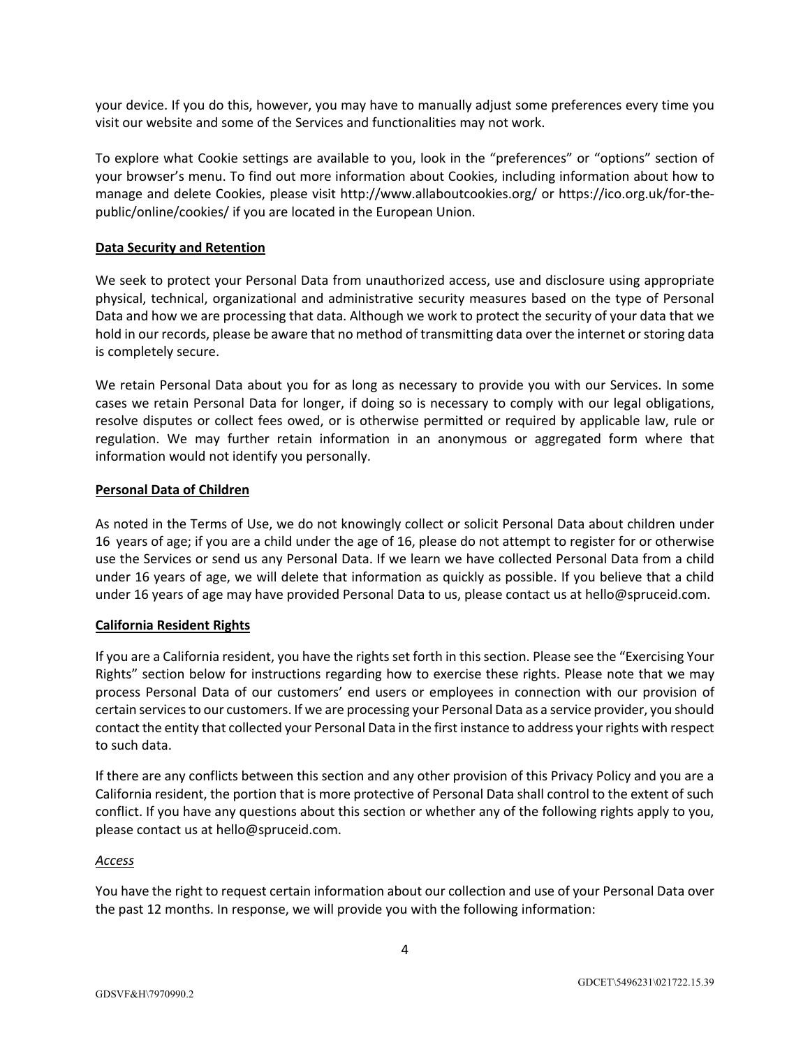your device. If you do this, however, you may have to manually adjust some preferences every time you visit our website and some of the Services and functionalities may not work.

To explore what Cookie settings are available to you, look in the "preferences" or "options" section of your browser's menu. To find out more information about Cookies, including information about how to manage and delete Cookies, please visit http://www.allaboutcookies.org/ or https://ico.org.uk/for-the-public/online/cookies/ if you are located in the European Union.

**Data Security and Retention**

We seek to protect your Personal Data from unauthorized access, use and disclosure using appropriate physical, technical, organizational and administrative security measures based on the type of Personal Data and how we are processing that data. Although we work to protect the security of your data that we hold in our records, please be aware that no method of transmitting data over the internet or storing data is completely secure.

We retain Personal Data about you for as long as necessary to provide you with our Services. In some cases we retain Personal Data for longer, if doing so is necessary to comply with our legal obligations, resolve disputes or collect fees owed, or is otherwise permitted or required by applicable law, rule or regulation. We may further retain information in an anonymous or aggregated form where that information would not identify you personally.

**Personal Data of Children**

As noted in the Terms of Use, we do not knowingly collect or solicit Personal Data about children under 16 years of age; if you are a child under the age of 16, please do not attempt to register for or otherwise use the Services or send us any Personal Data. If we learn we have collected Personal Data from a child under 16 years of age, we will delete that information as quickly as possible. If you believe that a child under 16 years of age may have provided Personal Data to us, please contact us at hello@spruceid.com.

**California Resident Rights**

If you are a California resident, you have the rights set forth in this section. Please see the "Exercising Your Rights" section below for instructions regarding how to exercise these rights. Please note that we may process Personal Data of our customers' end users or employees in connection with our provision of certain services to our customers. If we are processing your Personal Data as a service provider, you should contact the entity that collected your Personal Data in the first instance to address your rights with respect to such data.

If there are any conflicts between this section and any other provision of this Privacy Policy and you are a California resident, the portion that is more protective of Personal Data shall control to the extent of such conflict. If you have any questions about this section or whether any of the following rights apply to you, please contact us at hello@spruceid.com.

*Access*

You have the right to request certain information about our collection and use of your Personal Data over the past 12 months. In response, we will provide you with the following information: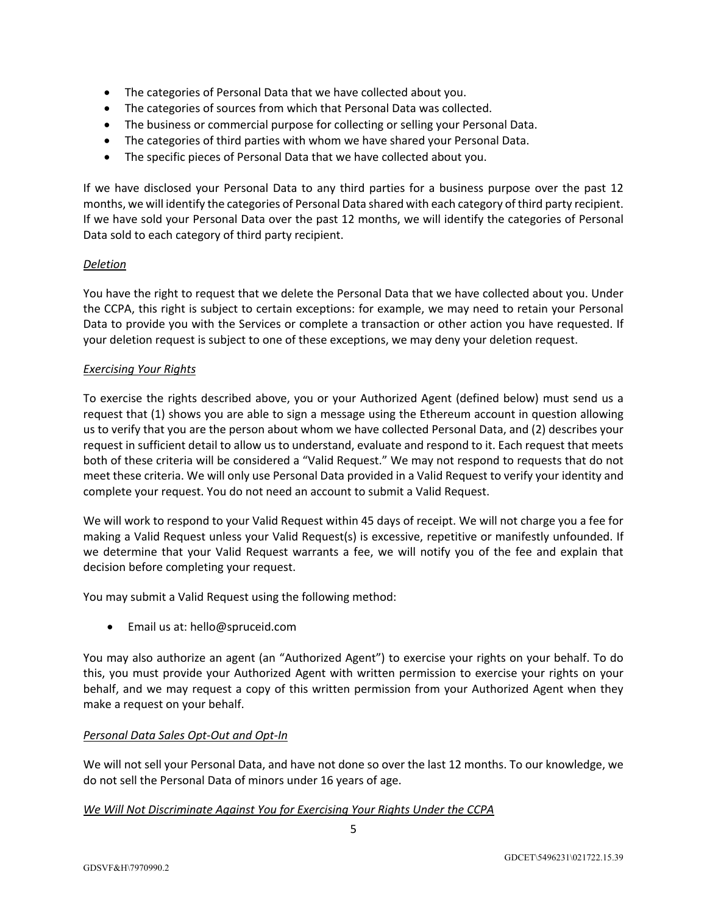- The categories of Personal Data that we have collected about you.
- The categories of sources from which that Personal Data was collected.
- The business or commercial purpose for collecting or selling your Personal Data.
- The categories of third parties with whom we have shared your Personal Data.
- The specific pieces of Personal Data that we have collected about you.

If we have disclosed your Personal Data to any third parties for a business purpose over the past 12 months, we will identify the categories of Personal Data shared with each category of third party recipient. If we have sold your Personal Data over the past 12 months, we will identify the categories of Personal Data sold to each category of third party recipient.

*Deletion*

You have the right to request that we delete the Personal Data that we have collected about you. Under the CCPA, this right is subject to certain exceptions: for example, we may need to retain your Personal Data to provide you with the Services or complete a transaction or other action you have requested. If your deletion request is subject to one of these exceptions, we may deny your deletion request.

*Exercising Your Rights*

To exercise the rights described above, you or your Authorized Agent (defined below) must send us a request that (1) shows you are able to sign a message using the Ethereum account in question allowing us to verify that you are the person about whom we have collected Personal Data, and (2) describes your request in sufficient detail to allow us to understand, evaluate and respond to it. Each request that meets both of these criteria will be considered a "Valid Request." We may not respond to requests that do not meet these criteria. We will only use Personal Data provided in a Valid Request to verify your identity and complete your request. You do not need an account to submit a Valid Request.

We will work to respond to your Valid Request within 45 days of receipt. We will not charge you a fee for making a Valid Request unless your Valid Request(s) is excessive, repetitive or manifestly unfounded. If we determine that your Valid Request warrants a fee, we will notify you of the fee and explain that decision before completing your request.

You may submit a Valid Request using the following method:

- Email us at: hello@spruceid.com

You may also authorize an agent (an "Authorized Agent") to exercise your rights on your behalf. To do this, you must provide your Authorized Agent with written permission to exercise your rights on your behalf, and we may request a copy of this written permission from your Authorized Agent when they make a request on your behalf.

*Personal Data Sales Opt-Out and Opt-In*

We will not sell your Personal Data, and have not done so over the last 12 months. To our knowledge, we do not sell the Personal Data of minors under 16 years of age.

*We Will Not Discriminate Against You for Exercising Your Rights Under the CCPA*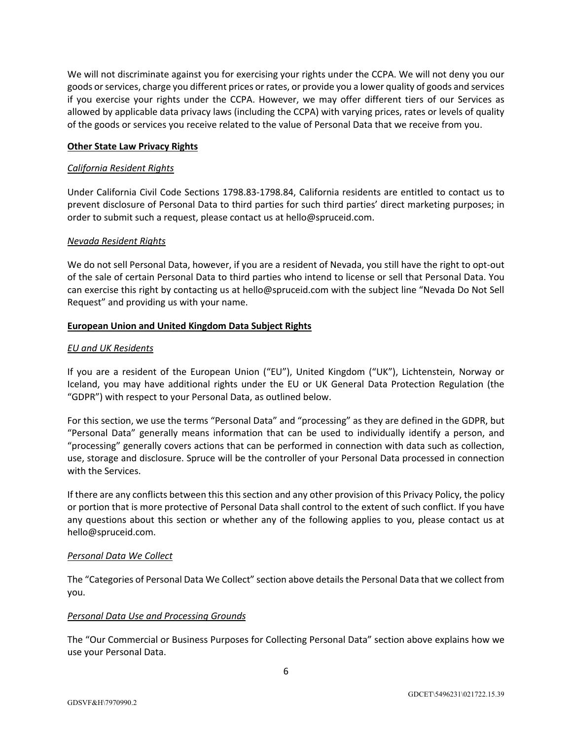We will not discriminate against you for exercising your rights under the CCPA. We will not deny you our goods or services, charge you different prices or rates, or provide you a lower quality of goods and services if you exercise your rights under the CCPA. However, we may offer different tiers of our Services as allowed by applicable data privacy laws (including the CCPA) with varying prices, rates or levels of quality of the goods or services you receive related to the value of Personal Data that we receive from you.

**Other State Law Privacy Rights**

*California Resident Rights*

Under California Civil Code Sections 1798.83-1798.84, California residents are entitled to contact us to prevent disclosure of Personal Data to third parties for such third parties' direct marketing purposes; in order to submit such a request, please contact us at hello@spruceid.com.

*Nevada Resident Rights*

We do not sell Personal Data, however, if you are a resident of Nevada, you still have the right to opt-out of the sale of certain Personal Data to third parties who intend to license or sell that Personal Data. You can exercise this right by contacting us at hello@spruceid.com with the subject line "Nevada Do Not Sell Request" and providing us with your name.

**European Union and United Kingdom Data Subject Rights**

*EU and UK Residents*

If you are a resident of the European Union ("EU"), United Kingdom ("UK"), Lichtenstein, Norway or Iceland, you may have additional rights under the EU or UK General Data Protection Regulation (the "GDPR") with respect to your Personal Data, as outlined below.

For this section, we use the terms "Personal Data" and "processing" as they are defined in the GDPR, but "Personal Data" generally means information that can be used to individually identify a person, and "processing" generally covers actions that can be performed in connection with data such as collection, use, storage and disclosure. Spruce will be the controller of your Personal Data processed in connection with the Services.

If there are any conflicts between this this section and any other provision of this Privacy Policy, the policy or portion that is more protective of Personal Data shall control to the extent of such conflict. If you have any questions about this section or whether any of the following applies to you, please contact us at hello@spruceid.com.

*Personal Data We Collect*

The "Categories of Personal Data We Collect" section above details the Personal Data that we collect from you.

*Personal Data Use and Processing Grounds*

The "Our Commercial or Business Purposes for Collecting Personal Data" section above explains how we use your Personal Data.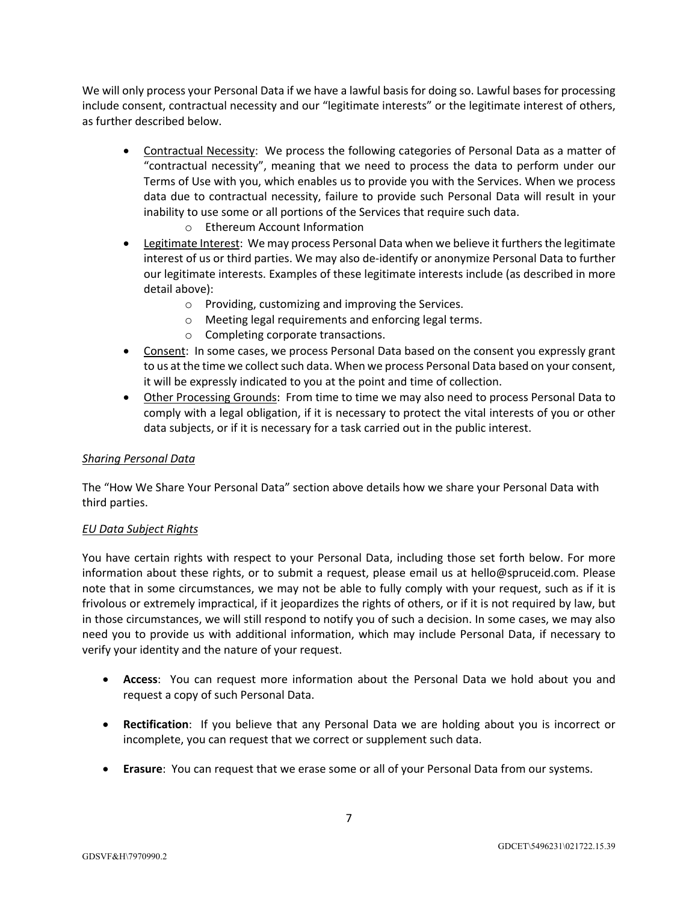We will only process your Personal Data if we have a lawful basis for doing so. Lawful bases for processing include consent, contractual necessity and our "legitimate interests" or the legitimate interest of others, as further described below.

- Contractual Necessity: We process the following categories of Personal Data as a matter of "contractual necessity", meaning that we need to process the data to perform under our Terms of Use with you, which enables us to provide you with the Services. When we process data due to contractual necessity, failure to provide such Personal Data will result in your inability to use some or all portions of the Services that require such data.
  - Ethereum Account Information
- Legitimate Interest: We may process Personal Data when we believe it furthers the legitimate interest of us or third parties. We may also de-identify or anonymize Personal Data to further our legitimate interests. Examples of these legitimate interests include (as described in more detail above):
  - Providing, customizing and improving the Services.
  - Meeting legal requirements and enforcing legal terms.
  - Completing corporate transactions.
- Consent: In some cases, we process Personal Data based on the consent you expressly grant to us at the time we collect such data. When we process Personal Data based on your consent, it will be expressly indicated to you at the point and time of collection.
- Other Processing Grounds: From time to time we may also need to process Personal Data to comply with a legal obligation, if it is necessary to protect the vital interests of you or other data subjects, or if it is necessary for a task carried out in the public interest.

*Sharing Personal Data*

The "How We Share Your Personal Data" section above details how we share your Personal Data with third parties.

*EU Data Subject Rights*

You have certain rights with respect to your Personal Data, including those set forth below. For more information about these rights, or to submit a request, please email us at hello@spruceid.com. Please note that in some circumstances, we may not be able to fully comply with your request, such as if it is frivolous or extremely impractical, if it jeopardizes the rights of others, or if it is not required by law, but in those circumstances, we will still respond to notify you of such a decision. In some cases, we may also need you to provide us with additional information, which may include Personal Data, if necessary to verify your identity and the nature of your request.

- **Access**: You can request more information about the Personal Data we hold about you and request a copy of such Personal Data.

- **Rectification**: If you believe that any Personal Data we are holding about you is incorrect or incomplete, you can request that we correct or supplement such data.

- **Erasure**: You can request that we erase some or all of your Personal Data from our systems.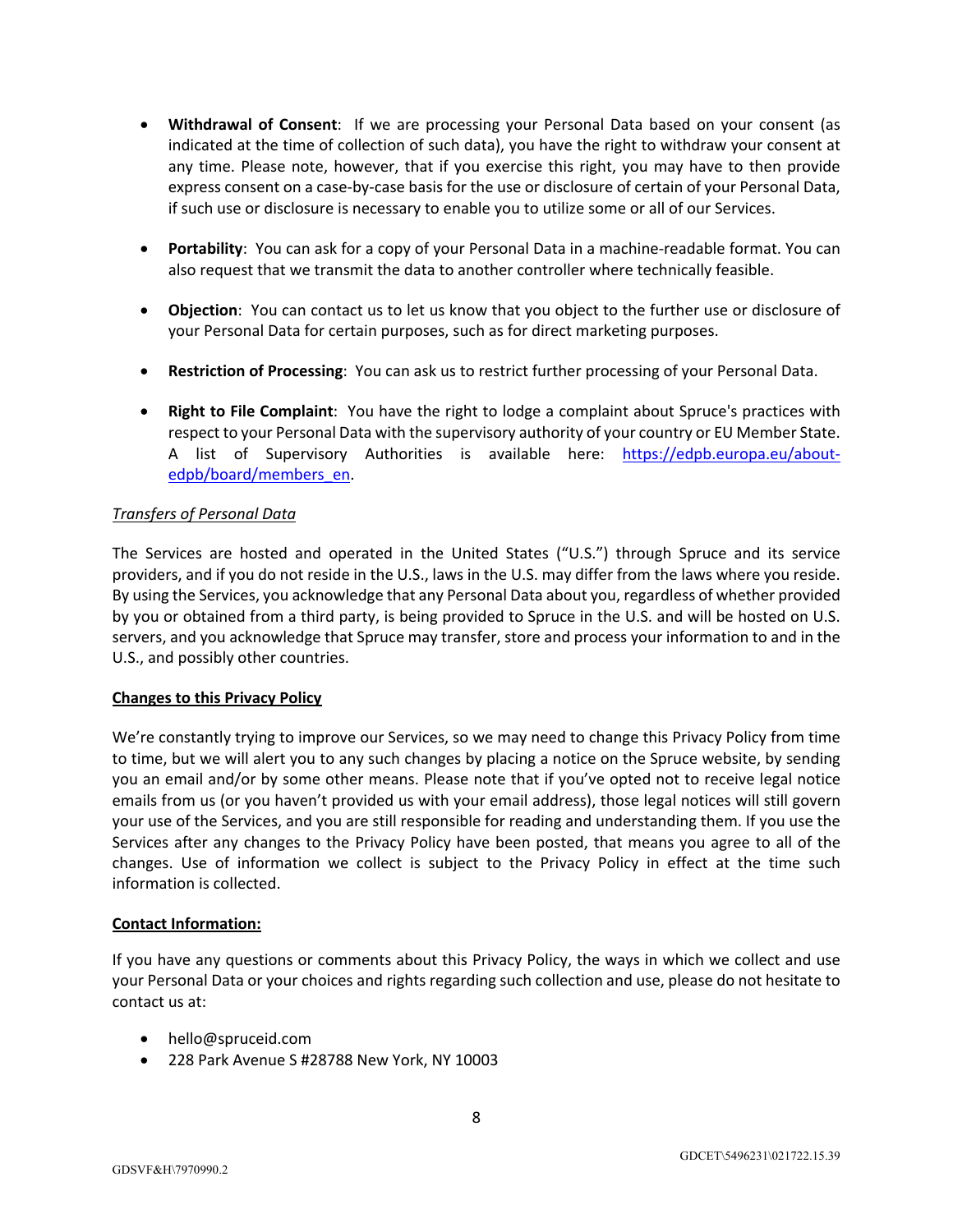- **Withdrawal of Consent**: If we are processing your Personal Data based on your consent (as indicated at the time of collection of such data), you have the right to withdraw your consent at any time. Please note, however, that if you exercise this right, you may have to then provide express consent on a case-by-case basis for the use or disclosure of certain of your Personal Data, if such use or disclosure is necessary to enable you to utilize some or all of our Services.

- **Portability**: You can ask for a copy of your Personal Data in a machine-readable format. You can also request that we transmit the data to another controller where technically feasible.

- **Objection**: You can contact us to let us know that you object to the further use or disclosure of your Personal Data for certain purposes, such as for direct marketing purposes.

- **Restriction of Processing**: You can ask us to restrict further processing of your Personal Data.

- **Right to File Complaint**: You have the right to lodge a complaint about Spruce's practices with respect to your Personal Data with the supervisory authority of your country or EU Member State. A list of Supervisory Authorities is available here: [https://edpb.europa.eu/about-edpb/board/members_en](https://edpb.europa.eu/about-edpb/board/members_en).

*Transfers of Personal Data*

The Services are hosted and operated in the United States ("U.S.") through Spruce and its service providers, and if you do not reside in the U.S., laws in the U.S. may differ from the laws where you reside. By using the Services, you acknowledge that any Personal Data about you, regardless of whether provided by you or obtained from a third party, is being provided to Spruce in the U.S. and will be hosted on U.S. servers, and you acknowledge that Spruce may transfer, store and process your information to and in the U.S., and possibly other countries.

**Changes to this Privacy Policy**

We're constantly trying to improve our Services, so we may need to change this Privacy Policy from time to time, but we will alert you to any such changes by placing a notice on the Spruce website, by sending you an email and/or by some other means. Please note that if you've opted not to receive legal notice emails from us (or you haven't provided us with your email address), those legal notices will still govern your use of the Services, and you are still responsible for reading and understanding them. If you use the Services after any changes to the Privacy Policy have been posted, that means you agree to all of the changes. Use of information we collect is subject to the Privacy Policy in effect at the time such information is collected.

**Contact Information:**

If you have any questions or comments about this Privacy Policy, the ways in which we collect and use your Personal Data or your choices and rights regarding such collection and use, please do not hesitate to contact us at:

- hello@spruceid.com
- 228 Park Avenue S #28788 New York, NY 10003